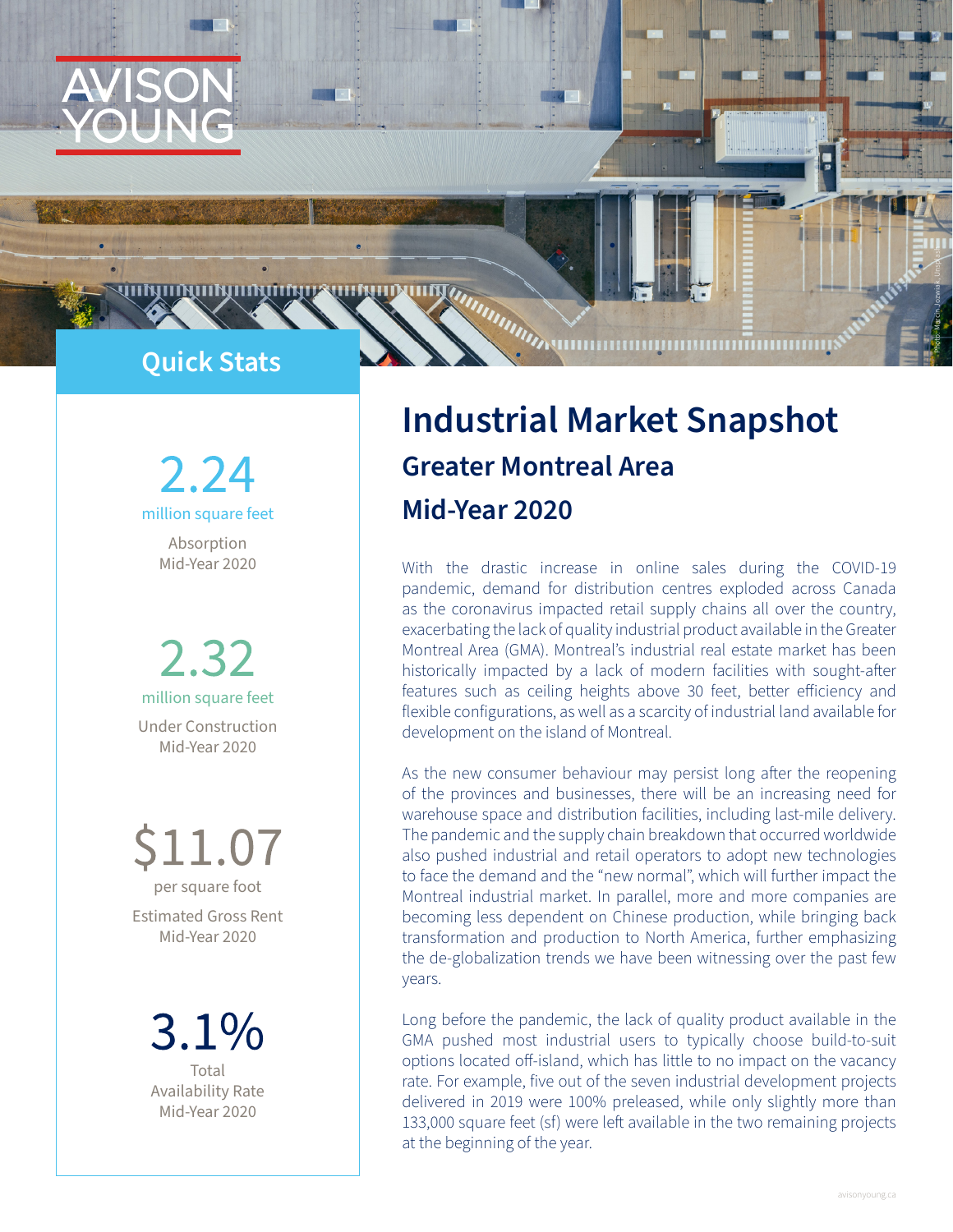AVISON YOUNG

## Quick Stats

**2.24**
million square feet

Absorption
Mid-Year 2020

**2.32**
million square feet

Under Construction
Mid-Year 2020

**$11.07**
per square foot

Estimated Gross Rent
Mid-Year 2020

**3.1%**

Total
Availability Rate
Mid-Year 2020

# Industrial Market Snapshot

## Greater Montreal Area

## Mid-Year 2020

With the drastic increase in online sales during the COVID-19 pandemic, demand for distribution centres exploded across Canada as the coronavirus impacted retail supply chains all over the country, exacerbating the lack of quality industrial product available in the Greater Montreal Area (GMA). Montreal's industrial real estate market has been historically impacted by a lack of modern facilities with sought-after features such as ceiling heights above 30 feet, better efficiency and flexible configurations, as well as a scarcity of industrial land available for development on the island of Montreal.

As the new consumer behaviour may persist long after the reopening of the provinces and businesses, there will be an increasing need for warehouse space and distribution facilities, including last-mile delivery. The pandemic and the supply chain breakdown that occurred worldwide also pushed industrial and retail operators to adopt new technologies to face the demand and the "new normal", which will further impact the Montreal industrial market. In parallel, more and more companies are becoming less dependent on Chinese production, while bringing back transformation and production to North America, further emphasizing the de-globalization trends we have been witnessing over the past few years.

Long before the pandemic, the lack of quality product available in the GMA pushed most industrial users to typically choose build-to-suit options located off-island, which has little to no impact on the vacancy rate. For example, five out of the seven industrial development projects delivered in 2019 were 100% preleased, while only slightly more than 133,000 square feet (sf) were left available in the two remaining projects at the beginning of the year.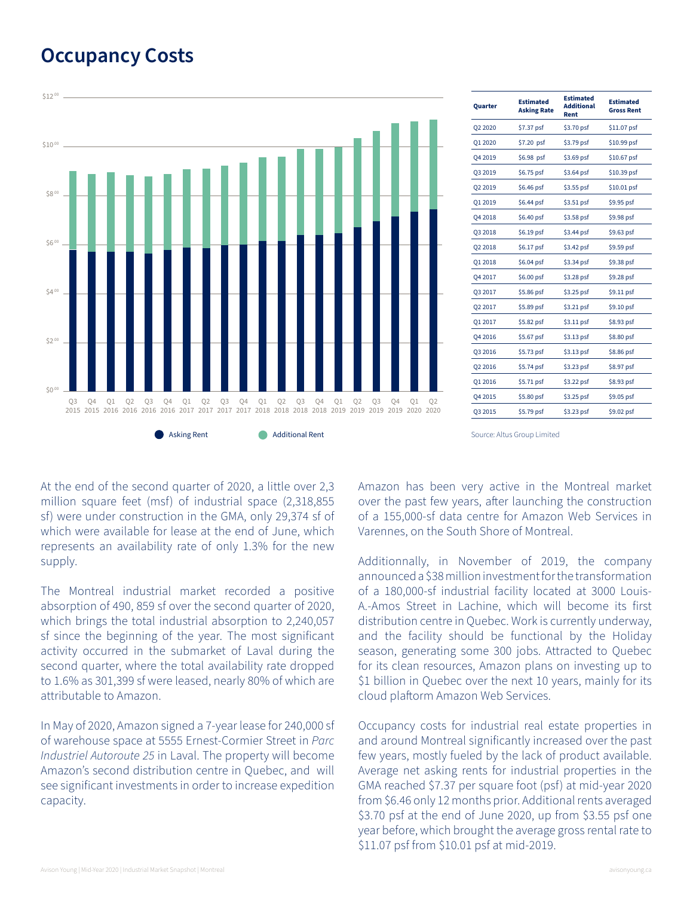# Occupancy Costs

| Quarter | Estimated Asking Rate | Estimated Additional Rent | Estimated Gross Rent |
|---|---|---|---|
| Q2 2020 | $7.37 psf | $3.70 psf | $11.07 psf |
| Q1 2020 | $7.20 psf | $3.79 psf | $10.99 psf |
| Q4 2019 | $6.98 psf | $3.69 psf | $10.67 psf |
| Q3 2019 | $6.75 psf | $3.64 psf | $10.39 psf |
| Q2 2019 | $6.46 psf | $3.55 psf | $10.01 psf |
| Q1 2019 | $6.44 psf | $3.51 psf | $9.95 psf |
| Q4 2018 | $6.40 psf | $3.58 psf | $9.98 psf |
| Q3 2018 | $6.19 psf | $3.44 psf | $9.63 psf |
| Q2 2018 | $6.17 psf | $3.42 psf | $9.59 psf |
| Q1 2018 | $6.04 psf | $3.34 psf | $9.38 psf |
| Q4 2017 | $6.00 psf | $3.28 psf | $9.28 psf |
| Q3 2017 | $5.86 psf | $3.25 psf | $9.11 psf |
| Q2 2017 | $5.89 psf | $3.21 psf | $9.10 psf |
| Q1 2017 | $5.82 psf | $3.11 psf | $8.93 psf |
| Q4 2016 | $5.67 psf | $3.13 psf | $8.80 psf |
| Q3 2016 | $5.73 psf | $3.13 psf | $8.86 psf |
| Q2 2016 | $5.74 psf | $3.23 psf | $8.97 psf |
| Q1 2016 | $5.71 psf | $3.22 psf | $8.93 psf |
| Q4 2015 | $5.80 psf | $3.25 psf | $9.05 psf |
| Q3 2015 | $5.79 psf | $3.23 psf | $9.02 psf |

Source: Altus Group Limited

At the end of the second quarter of 2020, a little over 2,3 million square feet (msf) of industrial space (2,318,855 sf) were under construction in the GMA, only 29,374 sf of which were available for lease at the end of June, which represents an availability rate of only 1.3% for the new supply.

The Montreal industrial market recorded a positive absorption of 490, 859 sf over the second quarter of 2020, which brings the total industrial absorption to 2,240,057 sf since the beginning of the year. The most significant activity occurred in the submarket of Laval during the second quarter, where the total availability rate dropped to 1.6% as 301,399 sf were leased, nearly 80% of which are attributable to Amazon.

In May of 2020, Amazon signed a 7-year lease for 240,000 sf of warehouse space at 5555 Ernest-Cormier Street in *Parc Industriel Autoroute 25* in Laval. The property will become Amazon's second distribution centre in Quebec, and will see significant investments in order to increase expedition capacity.

Amazon has been very active in the Montreal market over the past few years, after launching the construction of a 155,000-sf data centre for Amazon Web Services in Varennes, on the South Shore of Montreal.

Additionnally, in November of 2019, the company announced a $38 million investment for the transformation of a 180,000-sf industrial facility located at 3000 Louis-A.-Amos Street in Lachine, which will become its first distribution centre in Quebec. Work is currently underway, and the facility should be functional by the Holiday season, generating some 300 jobs. Attracted to Quebec for its clean resources, Amazon plans on investing up to $1 billion in Quebec over the next 10 years, mainly for its cloud plaftorm Amazon Web Services.

Occupancy costs for industrial real estate properties in and around Montreal significantly increased over the past few years, mostly fueled by the lack of product available. Average net asking rents for industrial properties in the GMA reached $7.37 per square foot (psf) at mid-year 2020 from $6.46 only 12 months prior. Additional rents averaged $3.70 psf at the end of June 2020, up from $3.55 psf one year before, which brought the average gross rental rate to $11.07 psf from $10.01 psf at mid-2019.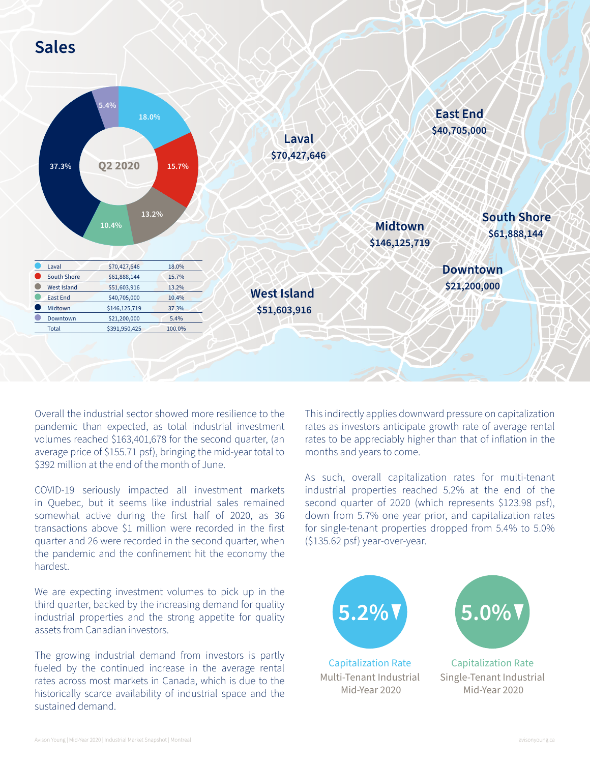# Sales

| | | |
|---|---|---|
| Laval | $70,427,646 | 18.0% |
| South Shore | $61,888,144 | 15.7% |
| West Island | $51,603,916 | 13.2% |
| East End | $40,705,000 | 10.4% |
| Midtown | $146,125,719 | 37.3% |
| Downtown | $21,200,000 | 5.4% |
| Total | $391,950,425 | 100.0% |

Overall the industrial sector showed more resilience to the pandemic than expected, as total industrial investment volumes reached $163,401,678 for the second quarter, (an average price of $155.71 psf), bringing the mid-year total to $392 million at the end of the month of June.

COVID-19 seriously impacted all investment markets in Quebec, but it seems like industrial sales remained somewhat active during the first half of 2020, as 36 transactions above $1 million were recorded in the first quarter and 26 were recorded in the second quarter, when the pandemic and the confinement hit the economy the hardest.

We are expecting investment volumes to pick up in the third quarter, backed by the increasing demand for quality industrial properties and the strong appetite for quality assets from Canadian investors.

The growing industrial demand from investors is partly fueled by the continued increase in the average rental rates across most markets in Canada, which is due to the historically scarce availability of industrial space and the sustained demand.

This indirectly applies downward pressure on capitalization rates as investors anticipate growth rate of average rental rates to be appreciably higher than that of inflation in the months and years to come.

As such, overall capitalization rates for multi-tenant industrial properties reached 5.2% at the end of the second quarter of 2020 (which represents $123.98 psf), down from 5.7% one year prior, and capitalization rates for single-tenant properties dropped from 5.4% to 5.0% ($135.62 psf) year-over-year.

**5.2%▼**
Capitalization Rate
Multi-Tenant Industrial
Mid-Year 2020

**5.0%▼**
Capitalization Rate
Single-Tenant Industrial
Mid-Year 2020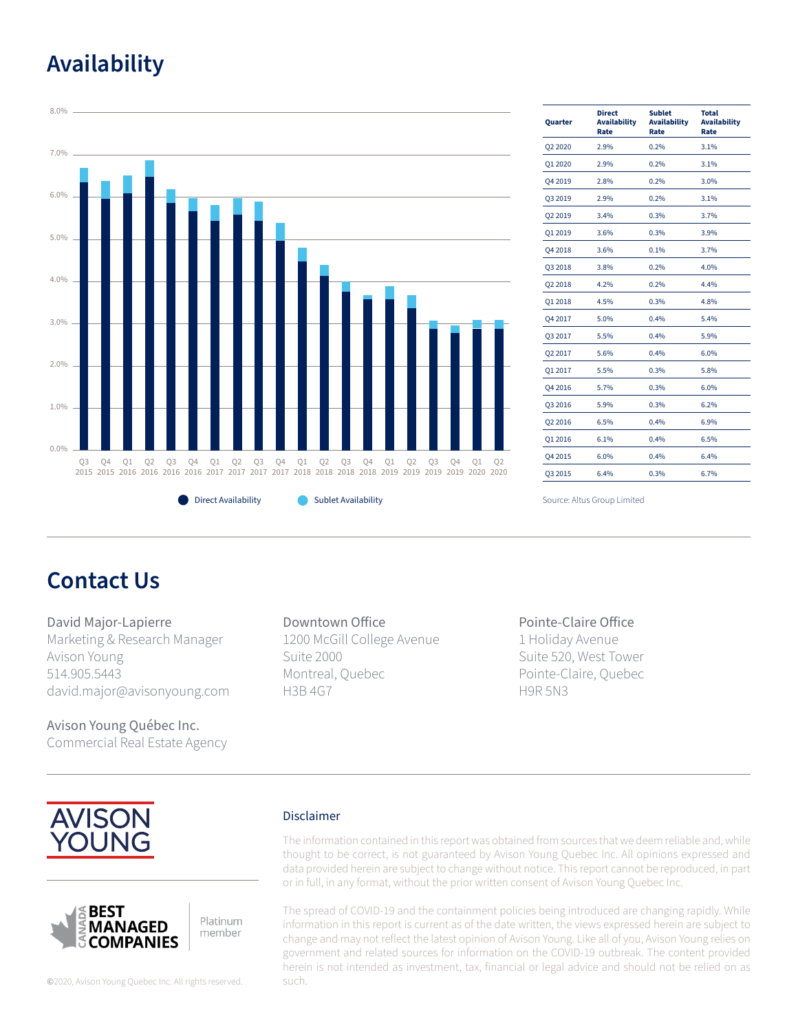# Availability

8.0%
7.0%
6.0%
5.0%
4.0%
3.0%
2.0%
1.0%
0.0%

Q3 2015, Q4 2015, Q1 2016, Q2 2016, Q3 2016, Q4 2016, Q1 2017, Q2 2017, Q3 2017, Q4 2017, Q1 2018, Q2 2018, Q3 2018, Q4 2018, Q1 2019, Q2 2019, Q3 2019, Q4 2019, Q1 2020, Q2 2020

Direct Availability
Sublet Availability

| Quarter | Direct Availability Rate | Sublet Availability Rate | Total Availability Rate |
|---|---|---|---|
| Q2 2020 | 2.9% | 0.2% | 3.1% |
| Q1 2020 | 2.9% | 0.2% | 3.1% |
| Q4 2019 | 2.8% | 0.2% | 3.0% |
| Q3 2019 | 2.9% | 0.2% | 3.1% |
| Q2 2019 | 3.4% | 0.3% | 3.7% |
| Q1 2019 | 3.6% | 0.3% | 3.9% |
| Q4 2018 | 3.6% | 0.1% | 3.7% |
| Q3 2018 | 3.8% | 0.2% | 4.0% |
| Q2 2018 | 4.2% | 0.2% | 4.4% |
| Q1 2018 | 4.5% | 0.3% | 4.8% |
| Q4 2017 | 5.0% | 0.4% | 5.4% |
| Q3 2017 | 5.5% | 0.4% | 5.9% |
| Q2 2017 | 5.6% | 0.4% | 6.0% |
| Q1 2017 | 5.5% | 0.3% | 5.8% |
| Q4 2016 | 5.7% | 0.3% | 6.0% |
| Q3 2016 | 5.9% | 0.3% | 6.2% |
| Q2 2016 | 6.5% | 0.4% | 6.9% |
| Q1 2016 | 6.1% | 0.4% | 6.5% |
| Q4 2015 | 6.0% | 0.4% | 6.4% |
| Q3 2015 | 6.4% | 0.3% | 6.7% |

Source: Altus Group Limited

# Contact Us

David Major-Lapierre
Marketing & Research Manager
Avison Young
514.905.5443
david.major@avisonyoung.com

Avison Young Québec Inc.
Commercial Real Estate Agency

Downtown Office
1200 McGill College Avenue
Suite 2000
Montreal, Quebec
H3B 4G7

Pointe-Claire Office
1 Holiday Avenue
Suite 520, West Tower
Pointe-Claire, Quebec
H9R 5N3

AVISON YOUNG

CANADA BEST MANAGED COMPANIES
Platinum member

©2020, Avison Young Quebec Inc. All rights reserved.

### Disclaimer

The information contained in this report was obtained from sources that we deem reliable and, while thought to be correct, is not guaranteed by Avison Young Quebec Inc. All opinions expressed and data provided herein are subject to change without notice. This report cannot be reproduced, in part or in full, in any format, without the prior written consent of Avison Young Quebec Inc.

The spread of COVID-19 and the containment policies being introduced are changing rapidly. While information in this report is current as of the date written, the views expressed herein are subject to change and may not reflect the latest opinion of Avison Young. Like all of you, Avison Young relies on government and related sources for information on the COVID-19 outbreak. The content provided herein is not intended as investment, tax, financial or legal advice and should not be relied on as such.